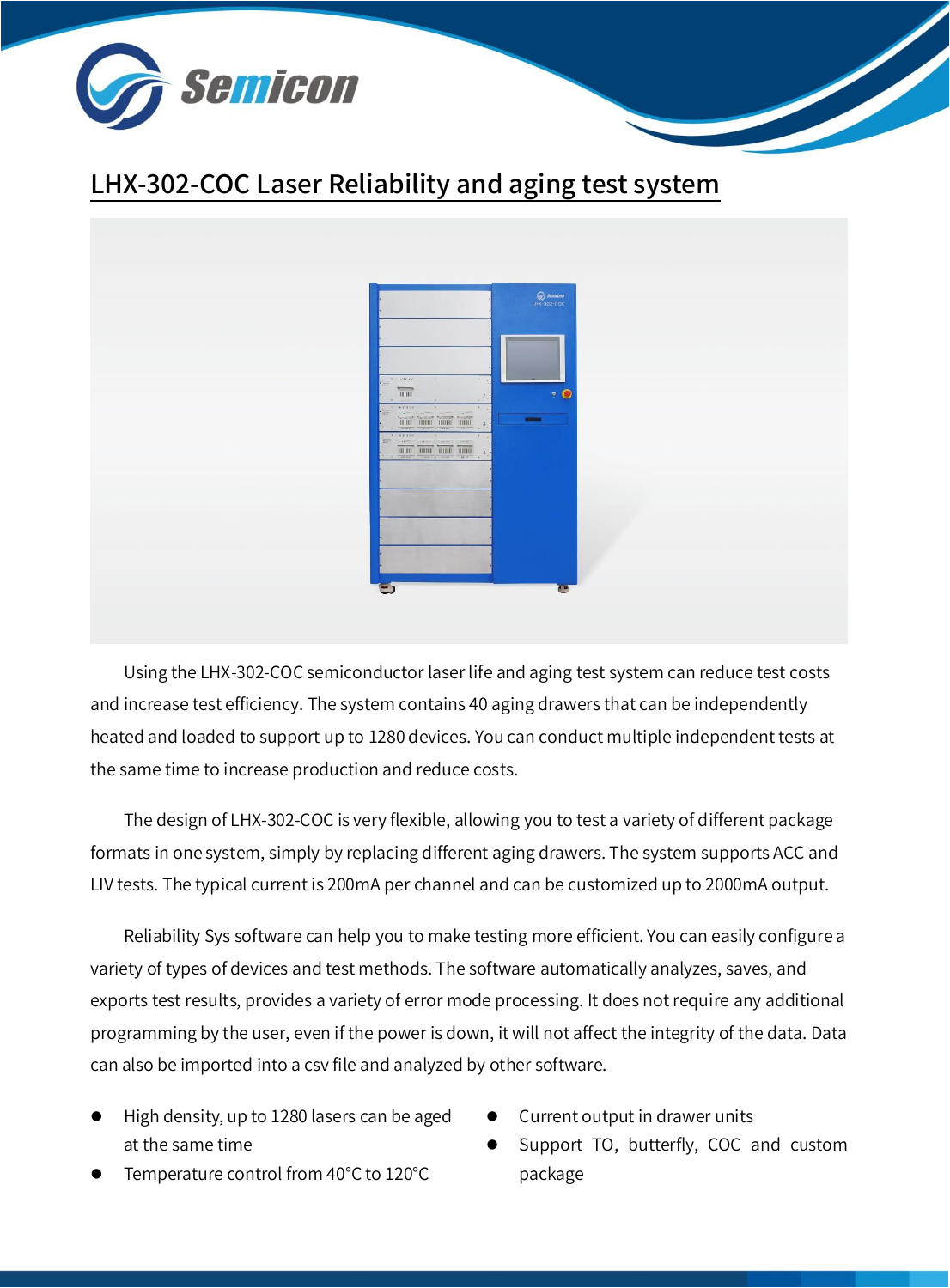# LHX-302-COC Laser Reliability and aging test system

Using the LHX-302-COC semiconductor laser life and aging test system can reduce test costs and increase test efficiency. The system contains 40 aging drawers that can be independently heated and loaded to support up to 1280 devices. You can conduct multiple independent tests at the same time to increase production and reduce costs.

The design of LHX-302-COC is very flexible, allowing you to test a variety of different package formats in one system, simply by replacing different aging drawers. The system supports ACC and LIV tests. The typical current is 200mA per channel and can be customized up to 2000mA output.

Reliability Sys software can help you to make testing more efficient. You can easily configure a variety of types of devices and test methods. The software automatically analyzes, saves, and exports test results, provides a variety of error mode processing. It does not require any additional programming by the user, even if the power is down, it will not affect the integrity of the data. Data can also be imported into a csv file and analyzed by other software.

- High density, up to 1280 lasers can be aged at the same time
- Temperature control from 40°C to 120°C
- Current output in drawer units
- Support TO, butterfly, COC and custom package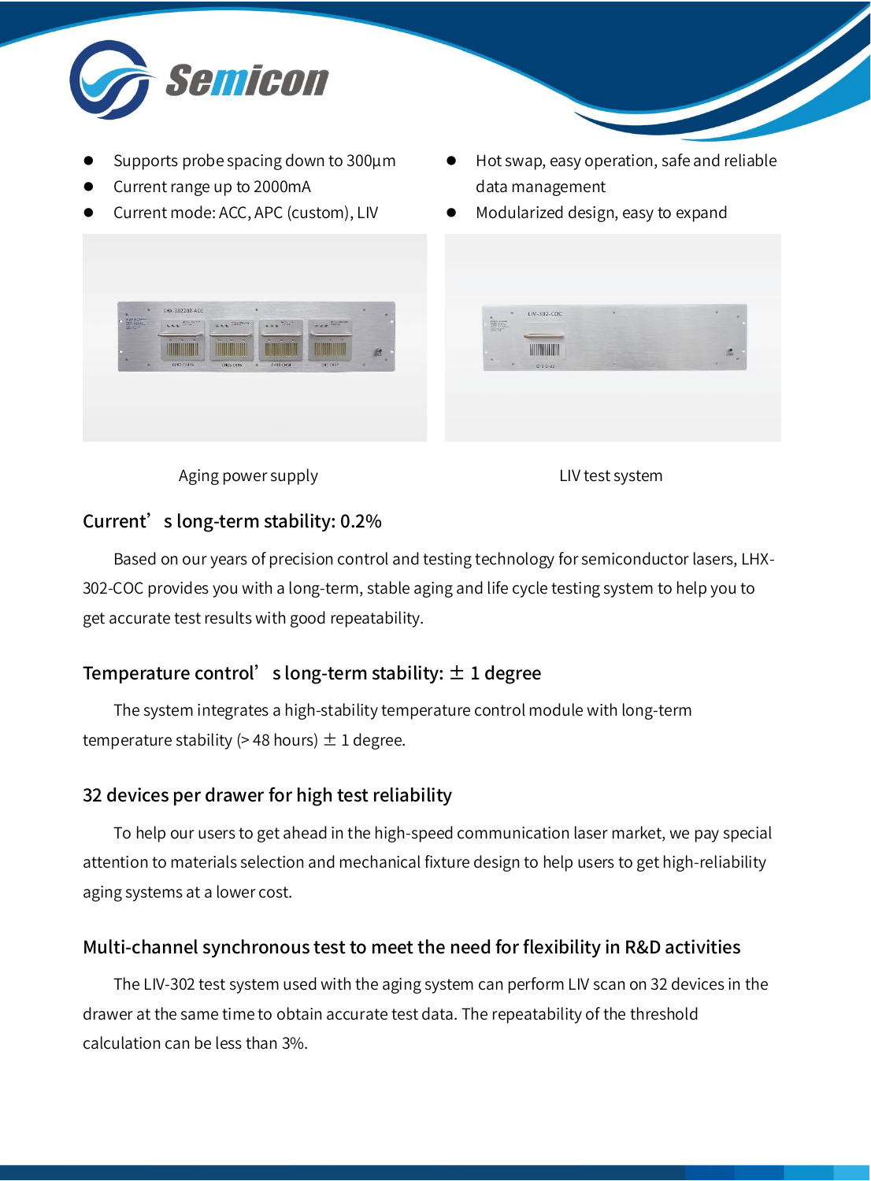- Supports probe spacing down to 300µm
- Current range up to 2000mA
- Current mode: ACC, APC (custom), LIV
- Hot swap, easy operation, safe and reliable data management
- Modularized design, easy to expand

Aging power supply

LIV test system

## Current's long-term stability: 0.2%

Based on our years of precision control and testing technology for semiconductor lasers, LHX-302-COC provides you with a long-term, stable aging and life cycle testing system to help you to get accurate test results with good repeatability.

## Temperature control's long-term stability: ± 1 degree

The system integrates a high-stability temperature control module with long-term temperature stability (> 48 hours) ± 1 degree.

## 32 devices per drawer for high test reliability

To help our users to get ahead in the high-speed communication laser market, we pay special attention to materials selection and mechanical fixture design to help users to get high-reliability aging systems at a lower cost.

## Multi-channel synchronous test to meet the need for flexibility in R&D activities

The LIV-302 test system used with the aging system can perform LIV scan on 32 devices in the drawer at the same time to obtain accurate test data. The repeatability of the threshold calculation can be less than 3%.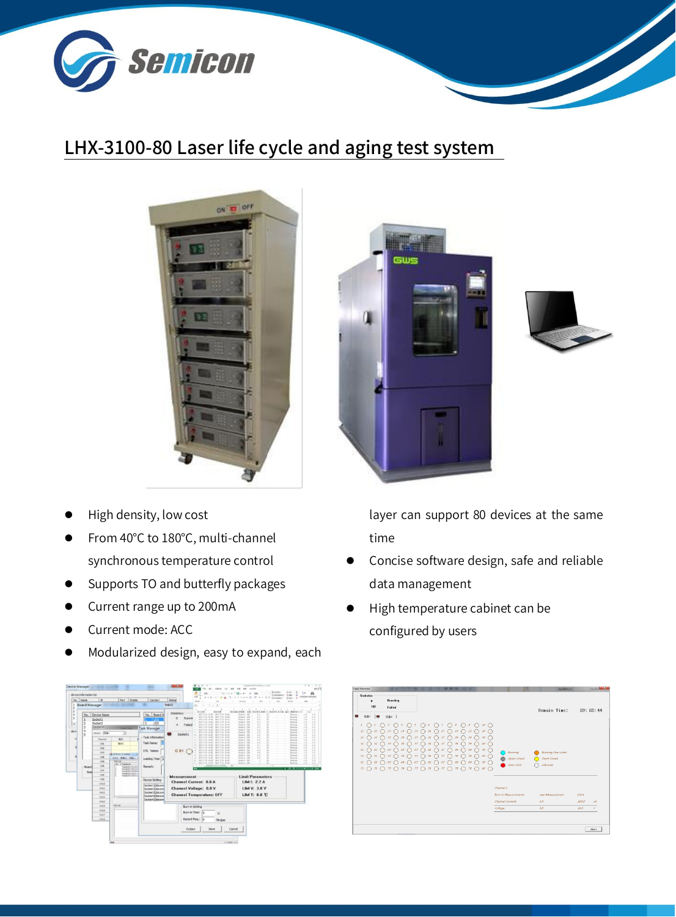# LHX-3100-80 Laser life cycle and aging test system

- High density, low cost
- From 40°C to 180°C, multi-channel synchronous temperature control
- Supports TO and butterfly packages
- Current range up to 200mA
- Current mode: ACC
- Modularized design, easy to expand, each layer can support 80 devices at the same time
- Concise software design, safe and reliable data management
- High temperature cabinet can be configured by users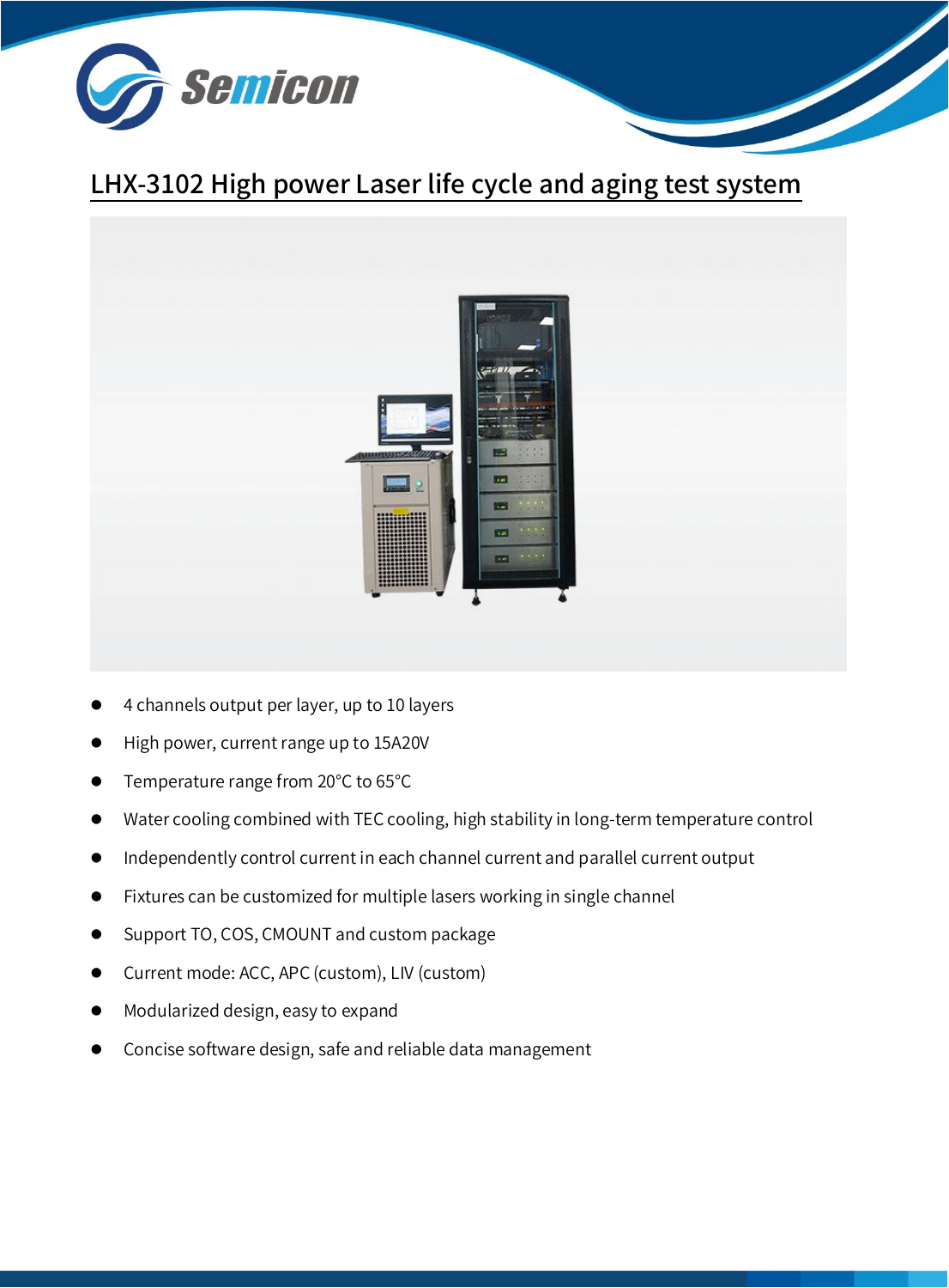Semicon

# LHX-3102 High power Laser life cycle and aging test system

- 4 channels output per layer, up to 10 layers
- High power, current range up to 15A20V
- Temperature range from 20°C to 65°C
- Water cooling combined with TEC cooling, high stability in long-term temperature control
- Independently control current in each channel current and parallel current output
- Fixtures can be customized for multiple lasers working in single channel
- Support TO, COS, CMOUNT and custom package
- Current mode: ACC, APC (custom), LIV (custom)
- Modularized design, easy to expand
- Concise software design, safe and reliable data management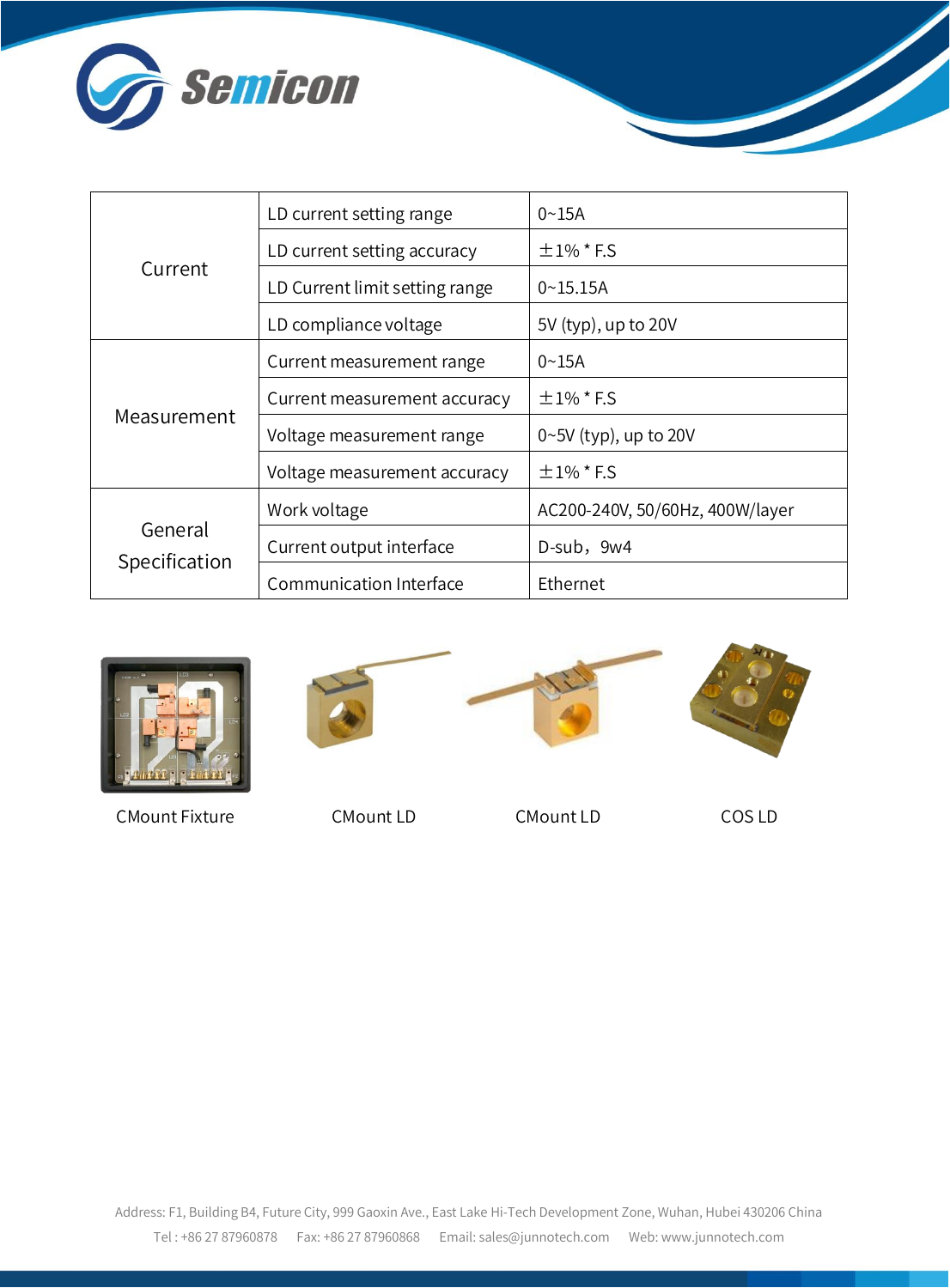| | | |
|---|---|---|
| Current | LD current setting range | 0~15A |
| | LD current setting accuracy | ±1% * F.S |
| | LD Current limit setting range | 0~15.15A |
| | LD compliance voltage | 5V (typ), up to 20V |
| Measurement | Current measurement range | 0~15A |
| | Current measurement accuracy | ±1% * F.S |
| | Voltage measurement range | 0~5V (typ), up to 20V |
| | Voltage measurement accuracy | ±1% * F.S |
| General Specification | Work voltage | AC200-240V, 50/60Hz, 400W/layer |
| | Current output interface | D-sub，9w4 |
| | Communication Interface | Ethernet |

CMount Fixture

CMount LD

CMount LD

COS LD

Address: F1, Building B4, Future City, 999 Gaoxin Ave., East Lake Hi-Tech Development Zone, Wuhan, Hubei 430206 China

Tel : +86 27 87960878 Fax: +86 27 87960868 Email: sales@junnotech.com Web: www.junnotech.com